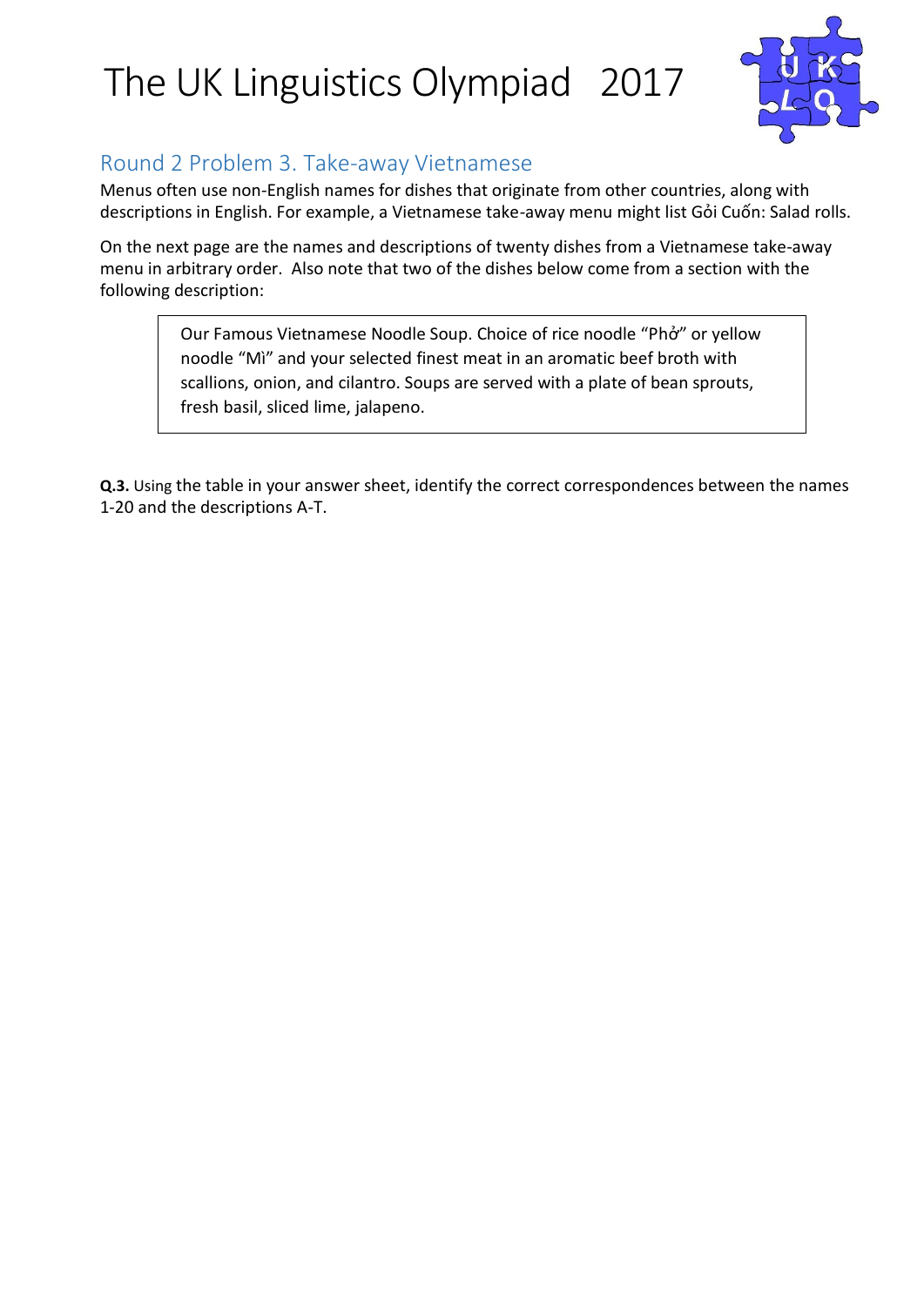# The UK Linguistics Olympiad 2017

## Round 2 Problem 3. Take-away Vietnamese

Menus often use non-English names for dishes that originate from other countries, along with descriptions in English. For example, a Vietnamese take-away menu might list Gỏi Cuốn: Salad rolls.

On the next page are the names and descriptions of twenty dishes from a Vietnamese take-away menu in arbitrary order. Also note that two of the dishes below come from a section with the following description:

> Our Famous Vietnamese Noodle Soup. Choice of rice noodle "Phở" or yellow noodle "Mì" and your selected finest meat in an aromatic beef broth with scallions, onion, and cilantro. Soups are served with a plate of bean sprouts, fresh basil, sliced lime, jalapeno.

**Q.3.** Using the table in your answer sheet, identify the correct correspondences between the names 1-20 and the descriptions A-T.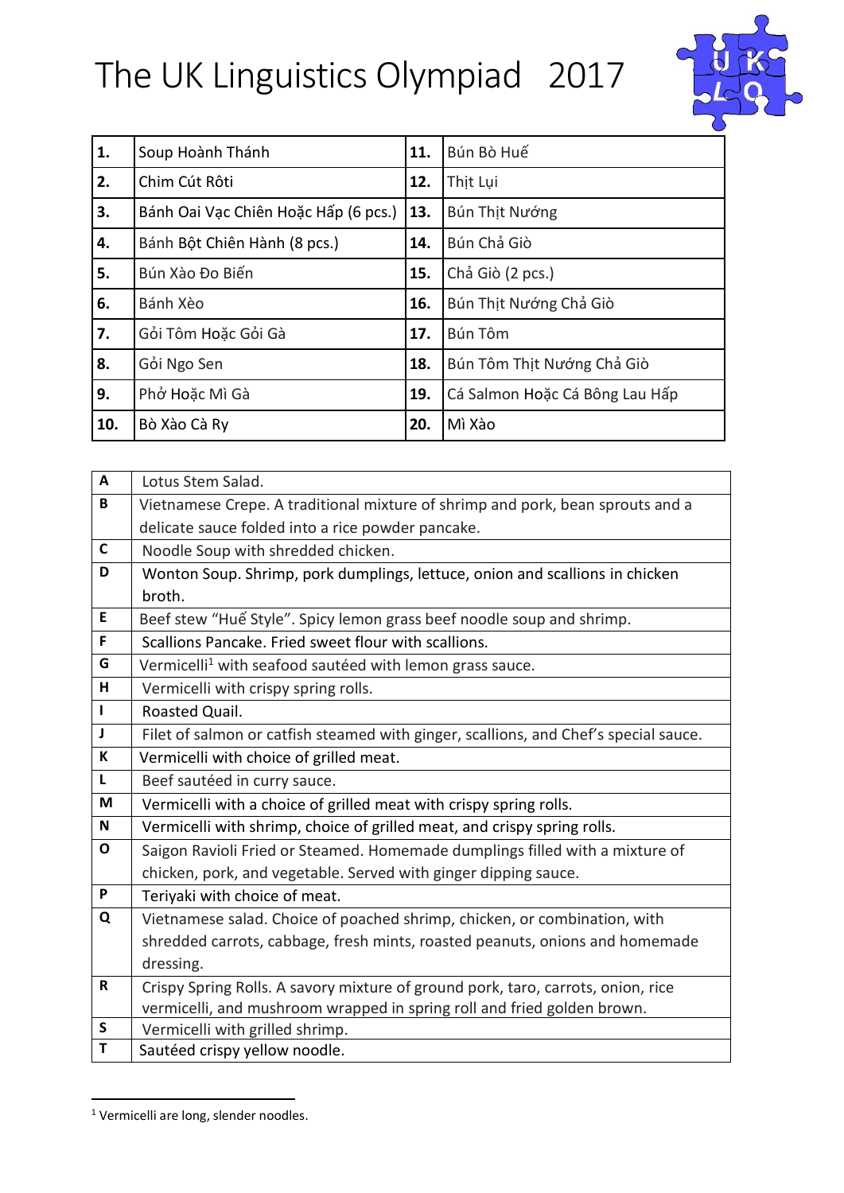| 1. | Soup Hoành Thánh | 11. | Bún Bò Huế |
|---|---|---|---|
| 2. | Chim Cút Rôti | 12. | Thịt Lụi |
| 3. | Bánh Oai Vạc Chiên Hoặc Hấp (6 pcs.) | 13. | Bún Thịt Nướng |
| 4. | Bánh Bột Chiên Hành (8 pcs.) | 14. | Bún Chả Giò |
| 5. | Bún Xào Đo Biến | 15. | Chả Giò (2 pcs.) |
| 6. | Bánh Xèo | 16. | Bún Thịt Nướng Chả Giò |
| 7. | Gỏi Tôm Hoặc Gỏi Gà | 17. | Bún Tôm |
| 8. | Gỏi Ngo Sen | 18. | Bún Tôm Thịt Nướng Chả Giò |
| 9. | Phở Hoặc Mì Gà | 19. | Cá Salmon Hoặc Cá Bông Lau Hấp |
| 10. | Bò Xào Cà Ry | 20. | Mì Xào |

| | |
|---|---|
| A | Lotus Stem Salad. |
| B | Vietnamese Crepe. A traditional mixture of shrimp and pork, bean sprouts and a delicate sauce folded into a rice powder pancake. |
| C | Noodle Soup with shredded chicken. |
| D | Wonton Soup. Shrimp, pork dumplings, lettuce, onion and scallions in chicken broth. |
| E | Beef stew "Huế Style". Spicy lemon grass beef noodle soup and shrimp. |
| F | Scallions Pancake. Fried sweet flour with scallions. |
| G | Vermicelli[1] with seafood sautéed with lemon grass sauce. |
| H | Vermicelli with crispy spring rolls. |
| I | Roasted Quail. |
| J | Filet of salmon or catfish steamed with ginger, scallions, and Chef's special sauce. |
| K | Vermicelli with choice of grilled meat. |
| L | Beef sautéed in curry sauce. |
| M | Vermicelli with a choice of grilled meat with crispy spring rolls. |
| N | Vermicelli with shrimp, choice of grilled meat, and crispy spring rolls. |
| O | Saigon Ravioli Fried or Steamed. Homemade dumplings filled with a mixture of chicken, pork, and vegetable. Served with ginger dipping sauce. |
| P | Teriyaki with choice of meat. |
| Q | Vietnamese salad. Choice of poached shrimp, chicken, or combination, with shredded carrots, cabbage, fresh mints, roasted peanuts, onions and homemade dressing. |
| R | Crispy Spring Rolls. A savory mixture of ground pork, taro, carrots, onion, rice vermicelli, and mushroom wrapped in spring roll and fried golden brown. |
| S | Vermicelli with grilled shrimp. |
| T | Sautéed crispy yellow noodle. |

[1] Vermicelli are long, slender noodles.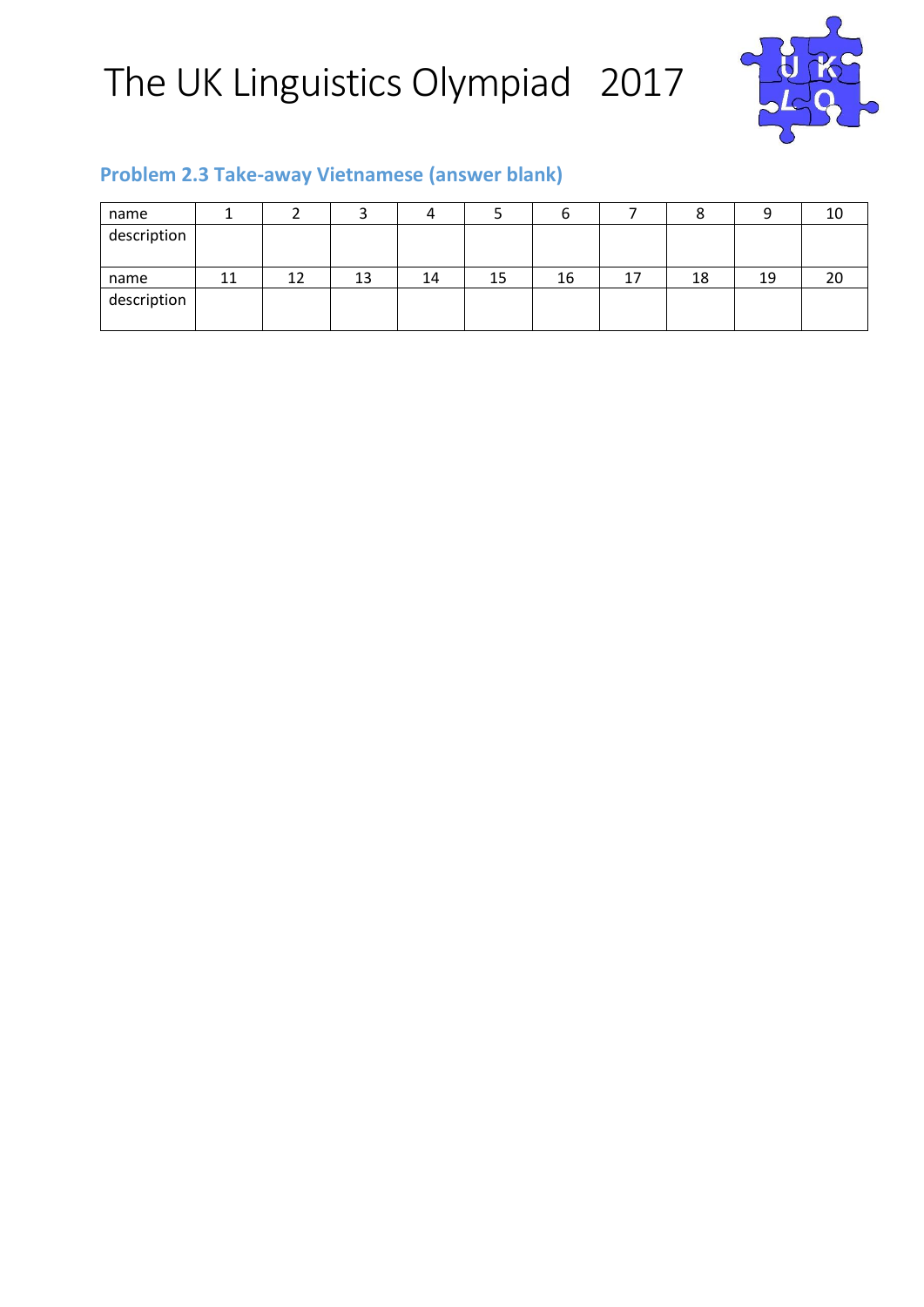# The UK Linguistics Olympiad 2017

## Problem 2.3 Take-away Vietnamese (answer blank)

| name | 1 | 2 | 3 | 4 | 5 | 6 | 7 | 8 | 9 | 10 |
|---|---|---|---|---|---|---|---|---|---|---|
| description | | | | | | | | | | |
| name | 11 | 12 | 13 | 14 | 15 | 16 | 17 | 18 | 19 | 20 |
| description | | | | | | | | | | |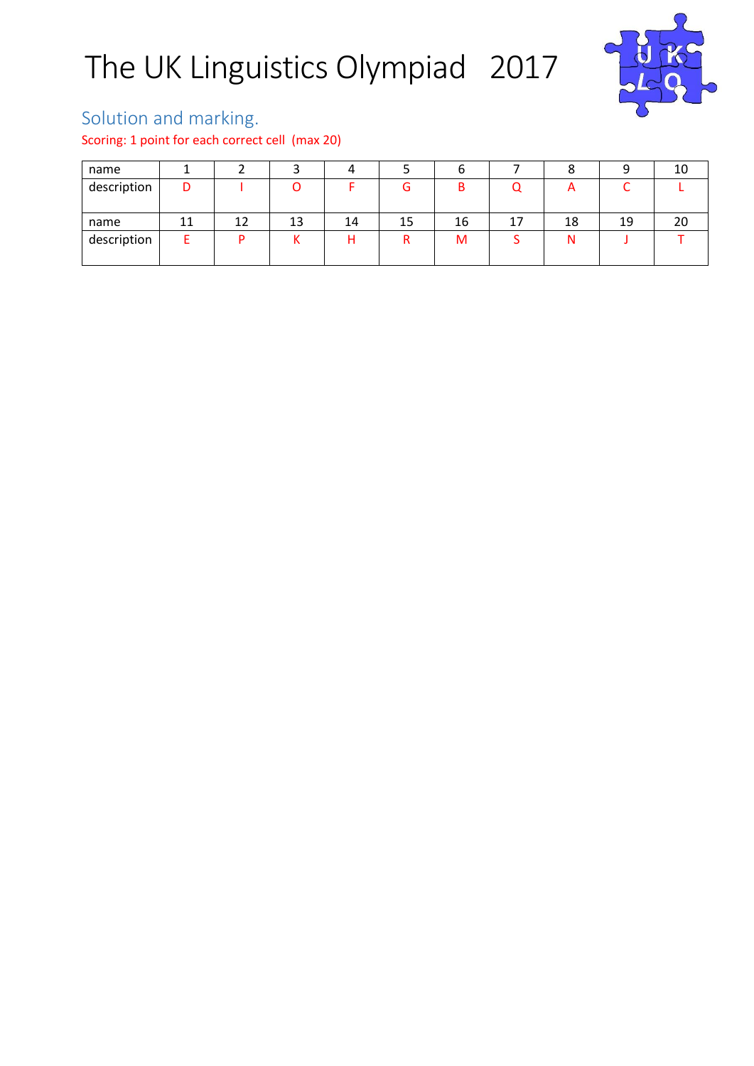# The UK Linguistics Olympiad 2017

## Solution and marking.

Scoring: 1 point for each correct cell (max 20)

| name | 1 | 2 | 3 | 4 | 5 | 6 | 7 | 8 | 9 | 10 |
|---|---|---|---|---|---|---|---|---|---|---|
| description | D | I | O | F | G | B | Q | A | C | L |
| name | 11 | 12 | 13 | 14 | 15 | 16 | 17 | 18 | 19 | 20 |
| description | E | P | K | H | R | M | S | N | J | T |